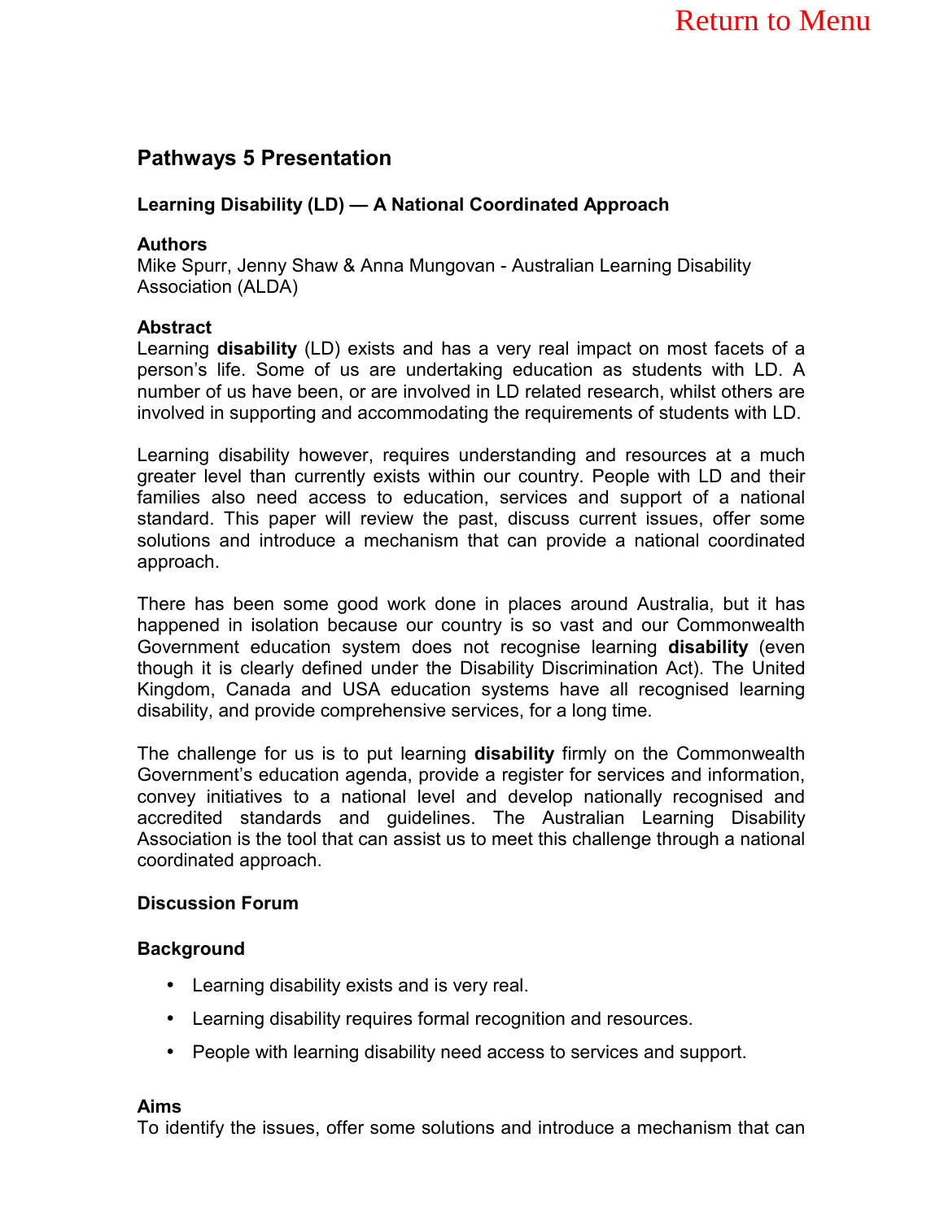## Pathways 5 Presentation

### Learning Disability (LD) — A National Coordinated Approach

**Authors**
Mike Spurr, Jenny Shaw & Anna Mungovan - Australian Learning Disability Association (ALDA)

**Abstract**
Learning **disability** (LD) exists and has a very real impact on most facets of a person's life. Some of us are undertaking education as students with LD. A number of us have been, or are involved in LD related research, whilst others are involved in supporting and accommodating the requirements of students with LD.

Learning disability however, requires understanding and resources at a much greater level than currently exists within our country. People with LD and their families also need access to education, services and support of a national standard. This paper will review the past, discuss current issues, offer some solutions and introduce a mechanism that can provide a national coordinated approach.

There has been some good work done in places around Australia, but it has happened in isolation because our country is so vast and our Commonwealth Government education system does not recognise learning **disability** (even though it is clearly defined under the Disability Discrimination Act). The United Kingdom, Canada and USA education systems have all recognised learning disability, and provide comprehensive services, for a long time.

The challenge for us is to put learning **disability** firmly on the Commonwealth Government's education agenda, provide a register for services and information, convey initiatives to a national level and develop nationally recognised and accredited standards and guidelines. The Australian Learning Disability Association is the tool that can assist us to meet this challenge through a national coordinated approach.

**Discussion Forum**

**Background**

- Learning disability exists and is very real.
- Learning disability requires formal recognition and resources.
- People with learning disability need access to services and support.

**Aims**
To identify the issues, offer some solutions and introduce a mechanism that can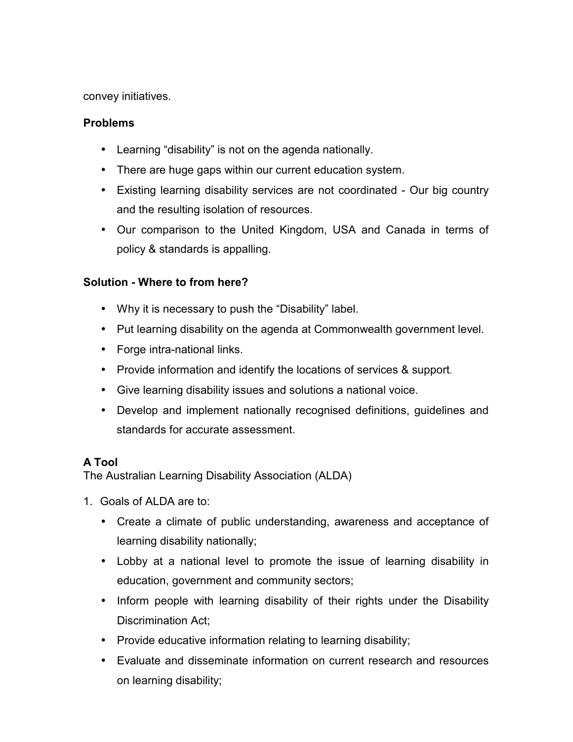convey initiatives.

**Problems**

- Learning “disability” is not on the agenda nationally.
- There are huge gaps within our current education system.
- Existing learning disability services are not coordinated - Our big country and the resulting isolation of resources.
- Our comparison to the United Kingdom, USA and Canada in terms of policy & standards is appalling.

**Solution - Where to from here?**

- Why it is necessary to push the “Disability” label.
- Put learning disability on the agenda at Commonwealth government level.
- Forge intra-national links.
- Provide information and identify the locations of services & support.
- Give learning disability issues and solutions a national voice.
- Develop and implement nationally recognised definitions, guidelines and standards for accurate assessment.

**A Tool**
The Australian Learning Disability Association (ALDA)

1. Goals of ALDA are to:
    - Create a climate of public understanding, awareness and acceptance of learning disability nationally;
    - Lobby at a national level to promote the issue of learning disability in education, government and community sectors;
    - Inform people with learning disability of their rights under the Disability Discrimination Act;
    - Provide educative information relating to learning disability;
    - Evaluate and disseminate information on current research and resources on learning disability;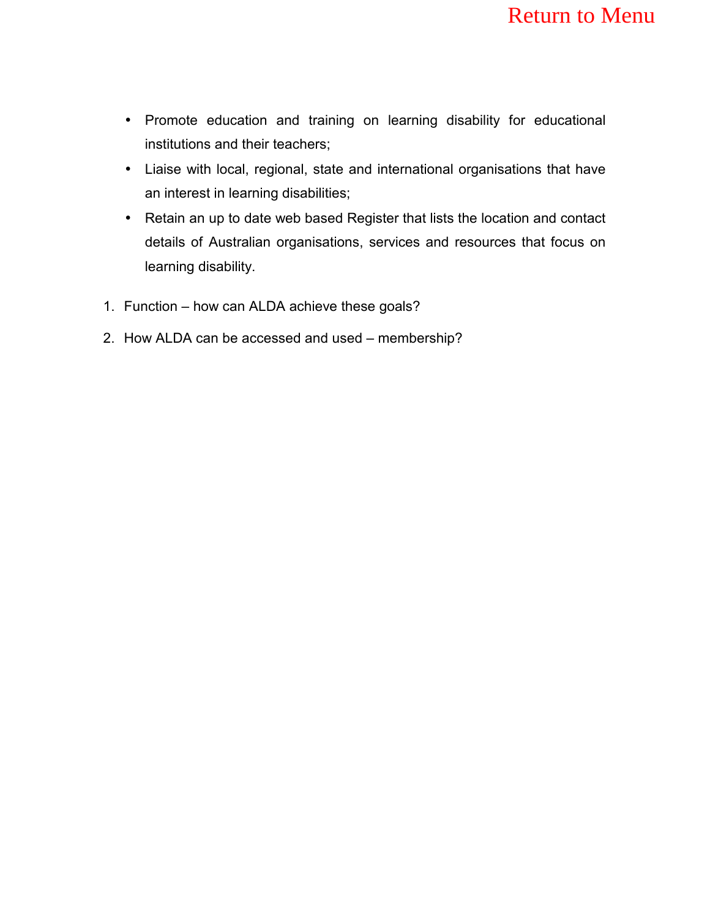- Promote education and training on learning disability for educational institutions and their teachers;
- Liaise with local, regional, state and international organisations that have an interest in learning disabilities;
- Retain an up to date web based Register that lists the location and contact details of Australian organisations, services and resources that focus on learning disability.

1. Function – how can ALDA achieve these goals?
2. How ALDA can be accessed and used – membership?